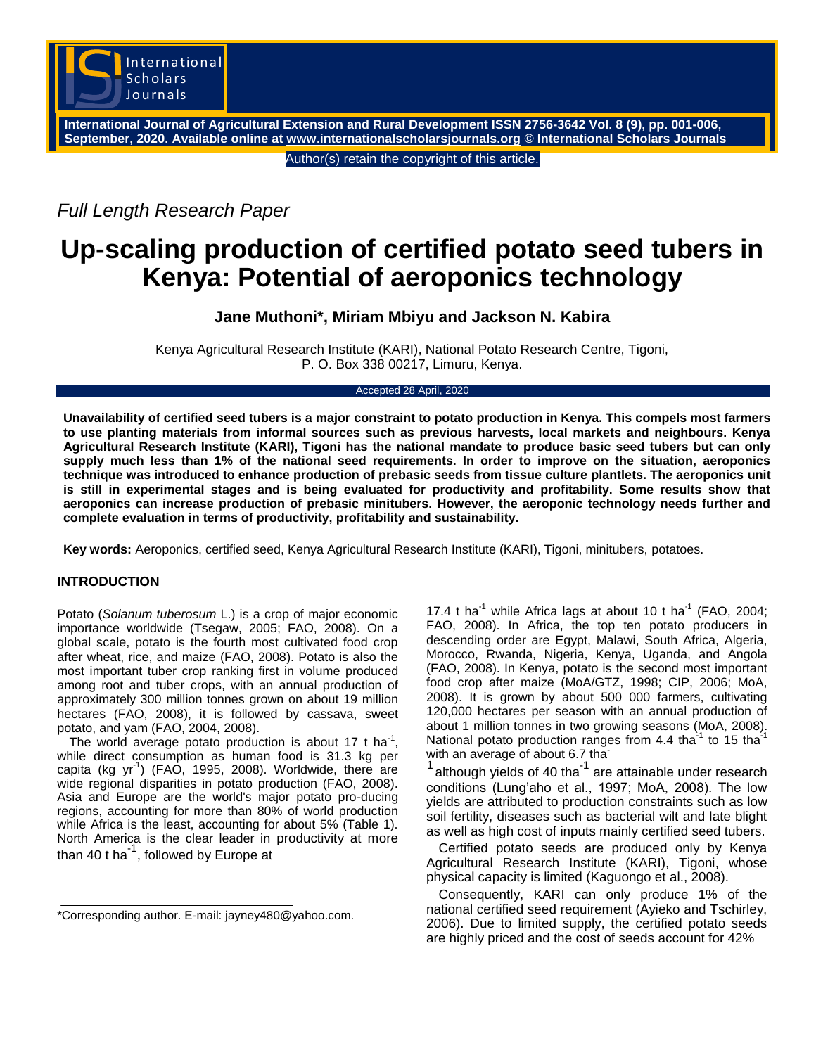*Full Length Research Paper*

# Up-scaling production of certified potato seed tubers in Kenya: Potential of aeroponics technology

**Jane Muthoni\*, Miriam Mbiyu and Jackson N. Kabira**

Kenya Agricultural Research Institute (KARI), National Potato Research Centre, Tigoni, P. O. Box 338 00217, Limuru, Kenya.

Accepted 28 April, 2020

**Unavailability of certified seed tubers is a major constraint to potato production in Kenya. This compels most farmers to use planting materials from informal sources such as previous harvests, local markets and neighbours. Kenya Agricultural Research Institute (KARI), Tigoni has the national mandate to produce basic seed tubers but can only supply much less than 1% of the national seed requirements. In order to improve on the situation, aeroponics technique was introduced to enhance production of prebasic seeds from tissue culture plantlets. The aeroponics unit is still in experimental stages and is being evaluated for productivity and profitability. Some results show that aeroponics can increase production of prebasic minitubers. However, the aeroponic technology needs further and complete evaluation in terms of productivity, profitability and sustainability.**

**Key words:** Aeroponics, certified seed, Kenya Agricultural Research Institute (KARI), Tigoni, minitubers, potatoes.

## INTRODUCTION

Potato (*Solanum tuberosum* L.) is a crop of major economic importance worldwide (Tsegaw, 2005; FAO, 2008). On a global scale, potato is the fourth most cultivated food crop after wheat, rice, and maize (FAO, 2008). Potato is also the most important tuber crop ranking first in volume produced among root and tuber crops, with an annual production of approximately 300 million tonnes grown on about 19 million hectares (FAO, 2008), it is followed by cassava, sweet potato, and yam (FAO, 2004, 2008).

The world average potato production is about 17 t ha$^{-1}$, while direct consumption as human food is 31.3 kg per capita (kg yr$^{-1}$) (FAO, 1995, 2008). Worldwide, there are wide regional disparities in potato production (FAO, 2008). Asia and Europe are the world's major potato pro-ducing regions, accounting for more than 80% of world production while Africa is the least, accounting for about 5% (Table 1). North America is the clear leader in productivity at more than 40 t ha$^{-1}$, followed by Europe at 17.4 t ha$^{-1}$ while Africa lags at about 10 t ha$^{-1}$ (FAO, 2004; FAO, 2008). In Africa, the top ten potato producers in descending order are Egypt, Malawi, South Africa, Algeria, Morocco, Rwanda, Nigeria, Kenya, Uganda, and Angola (FAO, 2008). In Kenya, potato is the second most important food crop after maize (MoA/GTZ, 1998; CIP, 2006; MoA, 2008). It is grown by about 500 000 farmers, cultivating 120,000 hectares per season with an annual production of about 1 million tonnes in two growing seasons (MoA, 2008). National potato production ranges from 4.4 tha$^{-1}$ to 15 tha$^{-1}$ with an average of about 6.7 tha$^{-1}$ although yields of 40 tha$^{-1}$ are attainable under research conditions (Lung'aho et al., 1997; MoA, 2008). The low yields are attributed to production constraints such as low soil fertility, diseases such as bacterial wilt and late blight as well as high cost of inputs mainly certified seed tubers.

Certified potato seeds are produced only by Kenya Agricultural Research Institute (KARI), Tigoni, whose physical capacity is limited (Kaguongo et al., 2008).

Consequently, KARI can only produce 1% of the national certified seed requirement (Ayieko and Tschirley, 2006). Due to limited supply, the certified potato seeds are highly priced and the cost of seeds account for 42%

\*Corresponding author. E-mail: jayney480@yahoo.com.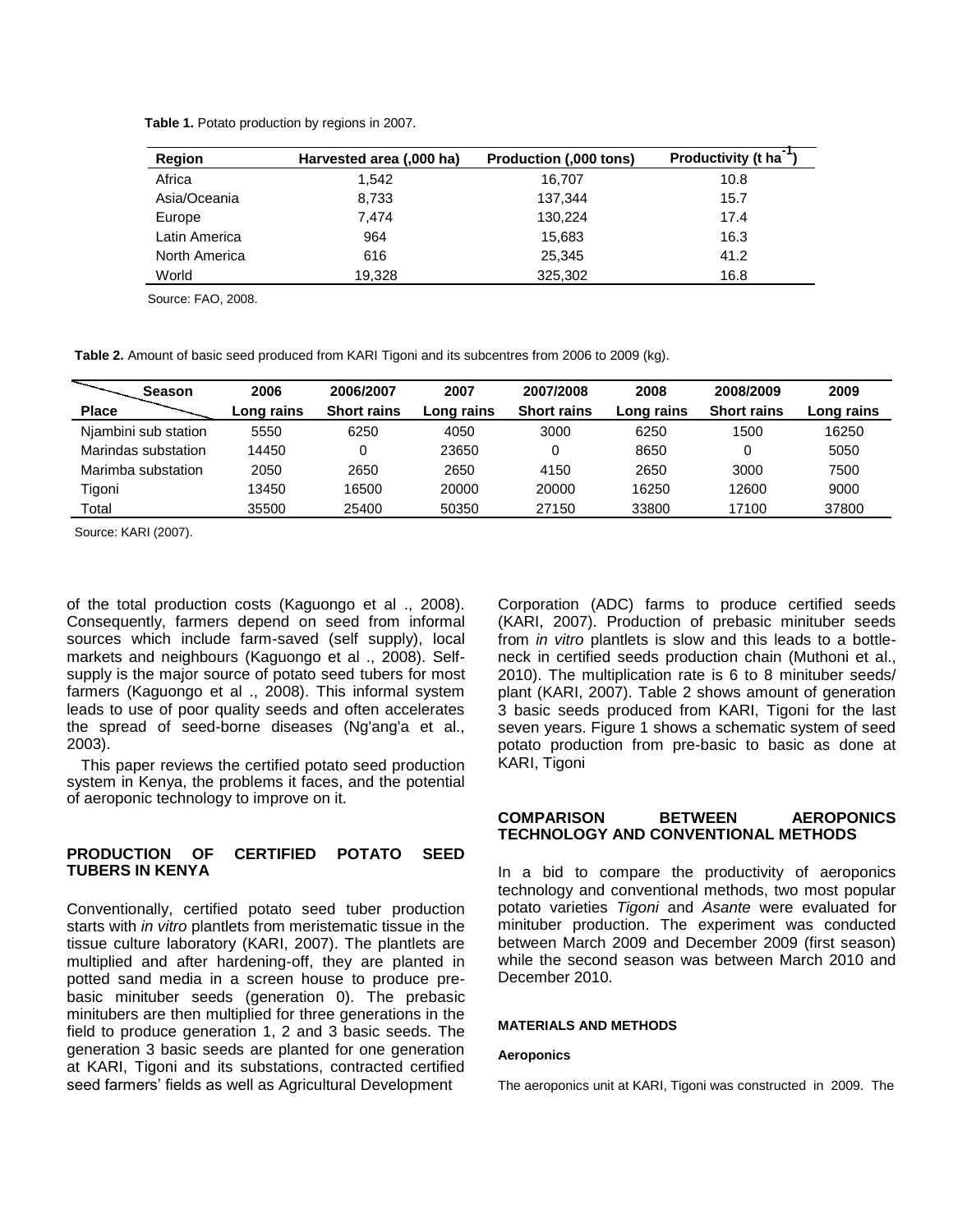**Table 1.** Potato production by regions in 2007.

| Region | Harvested area (,000 ha) | Production (,000 tons) | Productivity (t ha$^{-1}$) |
|---|---|---|---|
| Africa | 1,542 | 16,707 | 10.8 |
| Asia/Oceania | 8,733 | 137,344 | 15.7 |
| Europe | 7,474 | 130,224 | 17.4 |
| Latin America | 964 | 15,683 | 16.3 |
| North America | 616 | 25,345 | 41.2 |
| World | 19,328 | 325,302 | 16.8 |

Source: FAO, 2008.

**Table 2.** Amount of basic seed produced from KARI Tigoni and its subcentres from 2006 to 2009 (kg).

| Season / Place | 2006 Long rains | 2006/2007 Short rains | 2007 Long rains | 2007/2008 Short rains | 2008 Long rains | 2008/2009 Short rains | 2009 Long rains |
|---|---|---|---|---|---|---|---|
| Njambini sub station | 5550 | 6250 | 4050 | 3000 | 6250 | 1500 | 16250 |
| Marindas substation | 14450 | 0 | 23650 | 0 | 8650 | 0 | 5050 |
| Marimba substation | 2050 | 2650 | 2650 | 4150 | 2650 | 3000 | 7500 |
| Tigoni | 13450 | 16500 | 20000 | 20000 | 16250 | 12600 | 9000 |
| Total | 35500 | 25400 | 50350 | 27150 | 33800 | 17100 | 37800 |

Source: KARI (2007).

of the total production costs (Kaguongo et al ., 2008). Consequently, farmers depend on seed from informal sources which include farm-saved (self supply), local markets and neighbours (Kaguongo et al ., 2008). Self-supply is the major source of potato seed tubers for most farmers (Kaguongo et al ., 2008). This informal system leads to use of poor quality seeds and often accelerates the spread of seed-borne diseases (Ng'ang'a et al., 2003).

This paper reviews the certified potato seed production system in Kenya, the problems it faces, and the potential of aeroponic technology to improve on it.

## PRODUCTION OF CERTIFIED POTATO SEED TUBERS IN KENYA

Conventionally, certified potato seed tuber production starts with *in vitro* plantlets from meristematic tissue in the tissue culture laboratory (KARI, 2007). The plantlets are multiplied and after hardening-off, they are planted in potted sand media in a screen house to produce pre-basic minituber seeds (generation 0). The prebasic minitubers are then multiplied for three generations in the field to produce generation 1, 2 and 3 basic seeds. The generation 3 basic seeds are planted for one generation at KARI, Tigoni and its substations, contracted certified seed farmers' fields as well as Agricultural Development Corporation (ADC) farms to produce certified seeds (KARI, 2007). Production of prebasic minituber seeds from *in vitro* plantlets is slow and this leads to a bottle-neck in certified seeds production chain (Muthoni et al., 2010). The multiplication rate is 6 to 8 minituber seeds/ plant (KARI, 2007). Table 2 shows amount of generation 3 basic seeds produced from KARI, Tigoni for the last seven years. Figure 1 shows a schematic system of seed potato production from pre-basic to basic as done at KARI, Tigoni

## COMPARISON BETWEEN AEROPONICS TECHNOLOGY AND CONVENTIONAL METHODS

In a bid to compare the productivity of aeroponics technology and conventional methods, two most popular potato varieties *Tigoni* and *Asante* were evaluated for minituber production. The experiment was conducted between March 2009 and December 2009 (first season) while the second season was between March 2010 and December 2010.

### MATERIALS AND METHODS

#### Aeroponics

The aeroponics unit at KARI, Tigoni was constructed in 2009. The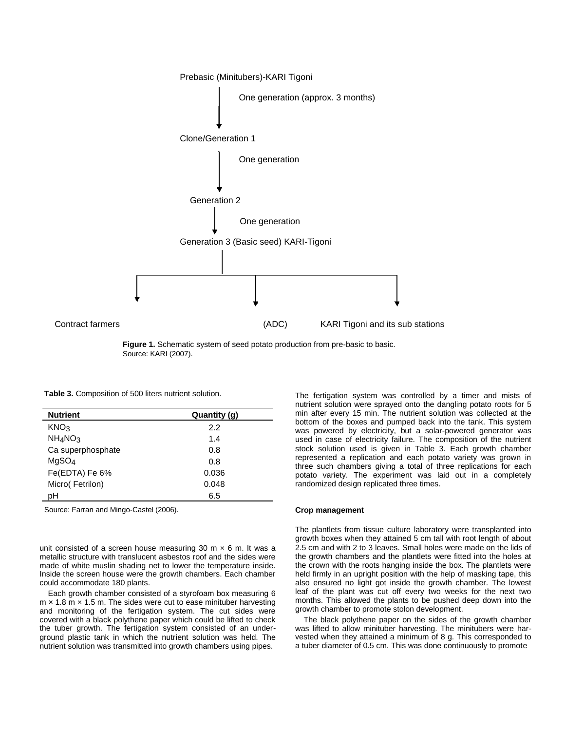Prebasic (Minitubers)-KARI Tigoni

One generation (approx. 3 months)

Clone/Generation 1

One generation

Generation 2

One generation

Generation 3 (Basic seed) KARI-Tigoni

Contract farmers

(ADC)

KARI Tigoni and its sub stations

**Figure 1.** Schematic system of seed potato production from pre-basic to basic. Source: KARI (2007).

**Table 3.** Composition of 500 liters nutrient solution.

| Nutrient | Quantity (g) |
|---|---|
| $KNO_3$ | 2.2 |
| $NH_4NO_3$ | 1.4 |
| Ca superphosphate | 0.8 |
| $MgSO_4$ | 0.8 |
| Fe(EDTA) Fe 6% | 0.036 |
| Micro( Fetrilon) | 0.048 |
| pH | 6.5 |

Source: Farran and Mingo-Castel (2006).

unit consisted of a screen house measuring 30 m × 6 m. It was a metallic structure with translucent asbestos roof and the sides were made of white muslin shading net to lower the temperature inside. Inside the screen house were the growth chambers. Each chamber could accommodate 180 plants.

Each growth chamber consisted of a styrofoam box measuring 6 m × 1.8 m × 1.5 m. The sides were cut to ease minituber harvesting and monitoring of the fertigation system. The cut sides were covered with a black polythene paper which could be lifted to check the tuber growth. The fertigation system consisted of an underground plastic tank in which the nutrient solution was held. The nutrient solution was transmitted into growth chambers using pipes.

The fertigation system was controlled by a timer and mists of nutrient solution were sprayed onto the dangling potato roots for 5 min after every 15 min. The nutrient solution was collected at the bottom of the boxes and pumped back into the tank. This system was powered by electricity, but a solar-powered generator was used in case of electricity failure. The composition of the nutrient stock solution used is given in Table 3. Each growth chamber represented a replication and each potato variety was grown in three such chambers giving a total of three replications for each potato variety. The experiment was laid out in a completely randomized design replicated three times.

### Crop management

The plantlets from tissue culture laboratory were transplanted into growth boxes when they attained 5 cm tall with root length of about 2.5 cm and with 2 to 3 leaves. Small holes were made on the lids of the growth chambers and the plantlets were fitted into the holes at the crown with the roots hanging inside the box. The plantlets were held firmly in an upright position with the help of masking tape, this also ensured no light got inside the growth chamber. The lowest leaf of the plant was cut off every two weeks for the next two months. This allowed the plants to be pushed deep down into the growth chamber to promote stolon development.

The black polythene paper on the sides of the growth chamber was lifted to allow minituber harvesting. The minitubers were harvested when they attained a minimum of 8 g. This corresponded to a tuber diameter of 0.5 cm. This was done continuously to promote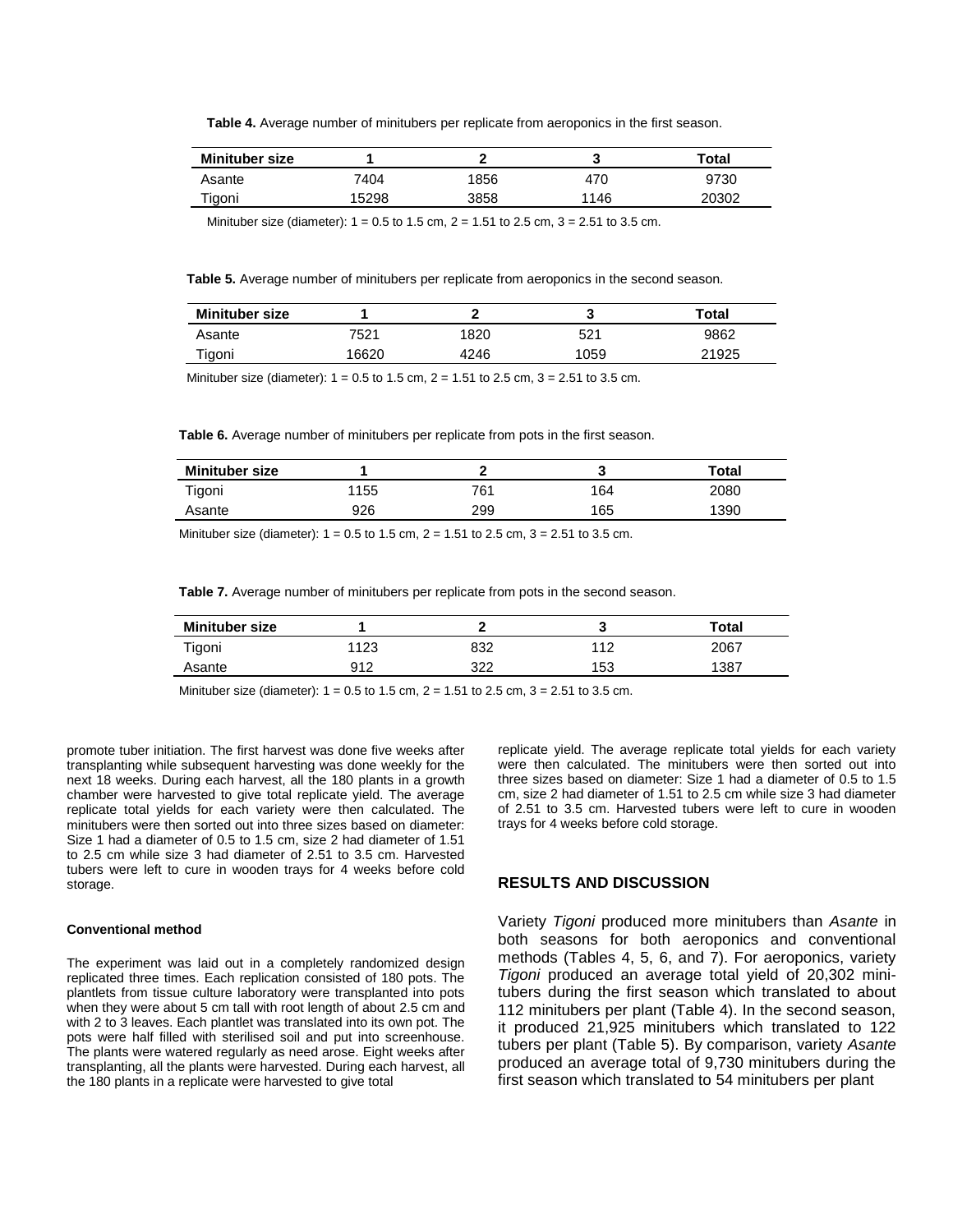**Table 4.** Average number of minitubers per replicate from aeroponics in the first season.

| Minituber size | 1 | 2 | 3 | Total |
|---|---|---|---|---|
| Asante | 7404 | 1856 | 470 | 9730 |
| Tigoni | 15298 | 3858 | 1146 | 20302 |

Minituber size (diameter): 1 = 0.5 to 1.5 cm, 2 = 1.51 to 2.5 cm, 3 = 2.51 to 3.5 cm.

**Table 5.** Average number of minitubers per replicate from aeroponics in the second season.

| Minituber size | 1 | 2 | 3 | Total |
|---|---|---|---|---|
| Asante | 7521 | 1820 | 521 | 9862 |
| Tigoni | 16620 | 4246 | 1059 | 21925 |

Minituber size (diameter): 1 = 0.5 to 1.5 cm, 2 = 1.51 to 2.5 cm, 3 = 2.51 to 3.5 cm.

**Table 6.** Average number of minitubers per replicate from pots in the first season.

| Minituber size | 1 | 2 | 3 | Total |
|---|---|---|---|---|
| Tigoni | 1155 | 761 | 164 | 2080 |
| Asante | 926 | 299 | 165 | 1390 |

Minituber size (diameter): 1 = 0.5 to 1.5 cm, 2 = 1.51 to 2.5 cm, 3 = 2.51 to 3.5 cm.

**Table 7.** Average number of minitubers per replicate from pots in the second season.

| Minituber size | 1 | 2 | 3 | Total |
|---|---|---|---|---|
| Tigoni | 1123 | 832 | 112 | 2067 |
| Asante | 912 | 322 | 153 | 1387 |

Minituber size (diameter): 1 = 0.5 to 1.5 cm, 2 = 1.51 to 2.5 cm, 3 = 2.51 to 3.5 cm.

promote tuber initiation. The first harvest was done five weeks after transplanting while subsequent harvesting was done weekly for the next 18 weeks. During each harvest, all the 180 plants in a growth chamber were harvested to give total replicate yield. The average replicate total yields for each variety were then calculated. The minitubers were then sorted out into three sizes based on diameter: Size 1 had a diameter of 0.5 to 1.5 cm, size 2 had diameter of 1.51 to 2.5 cm while size 3 had diameter of 2.51 to 3.5 cm. Harvested tubers were left to cure in wooden trays for 4 weeks before cold storage.

#### Conventional method

The experiment was laid out in a completely randomized design replicated three times. Each replication consisted of 180 pots. The plantlets from tissue culture laboratory were transplanted into pots when they were about 5 cm tall with root length of about 2.5 cm and with 2 to 3 leaves. Each plantlet was translated into its own pot. The pots were half filled with sterilised soil and put into screenhouse. The plants were watered regularly as need arose. Eight weeks after transplanting, all the plants were harvested. During each harvest, all the 180 plants in a replicate were harvested to give total replicate yield. The average replicate total yields for each variety were then calculated. The minitubers were then sorted out into three sizes based on diameter: Size 1 had a diameter of 0.5 to 1.5 cm, size 2 had diameter of 1.51 to 2.5 cm while size 3 had diameter of 2.51 to 3.5 cm. Harvested tubers were left to cure in wooden trays for 4 weeks before cold storage.

## RESULTS AND DISCUSSION

Variety *Tigoni* produced more minitubers than *Asante* in both seasons for both aeroponics and conventional methods (Tables 4, 5, 6, and 7). For aeroponics, variety *Tigoni* produced an average total yield of 20,302 minitubers during the first season which translated to about 112 minitubers per plant (Table 4). In the second season, it produced 21,925 minitubers which translated to 122 tubers per plant (Table 5). By comparison, variety *Asante* produced an average total of 9,730 minitubers during the first season which translated to 54 minitubers per plant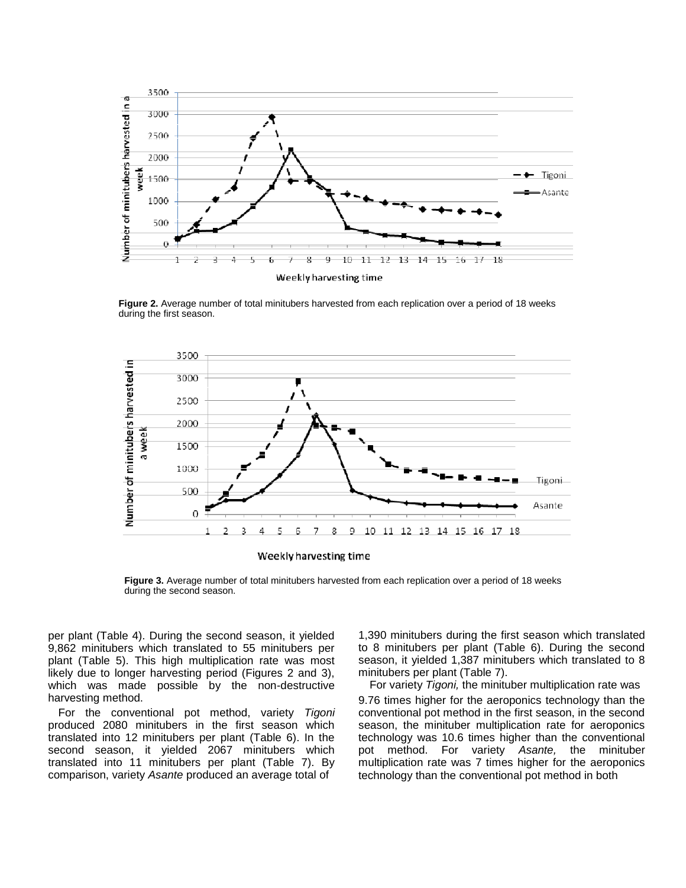**Figure 2.** Average number of total minitubers harvested from each replication over a period of 18 weeks during the first season.

**Figure 3.** Average number of total minitubers harvested from each replication over a period of 18 weeks during the second season.

per plant (Table 4). During the second season, it yielded 9,862 minitubers which translated to 55 minitubers per plant (Table 5). This high multiplication rate was most likely due to longer harvesting period (Figures 2 and 3), which was made possible by the non-destructive harvesting method.

For the conventional pot method, variety *Tigoni* produced 2080 minitubers in the first season which translated into 12 minitubers per plant (Table 6). In the second season, it yielded 2067 minitubers which translated into 11 minitubers per plant (Table 7). By comparison, variety *Asante* produced an average total of 1,390 minitubers during the first season which translated to 8 minitubers per plant (Table 6). During the second season, it yielded 1,387 minitubers which translated to 8 minitubers per plant (Table 7).

For variety *Tigoni,* the minituber multiplication rate was 9.76 times higher for the aeroponics technology than the conventional pot method in the first season, in the second season, the minituber multiplication rate for aeroponics technology was 10.6 times higher than the conventional pot method. For variety *Asante,* the minituber multiplication rate was 7 times higher for the aeroponics technology than the conventional pot method in both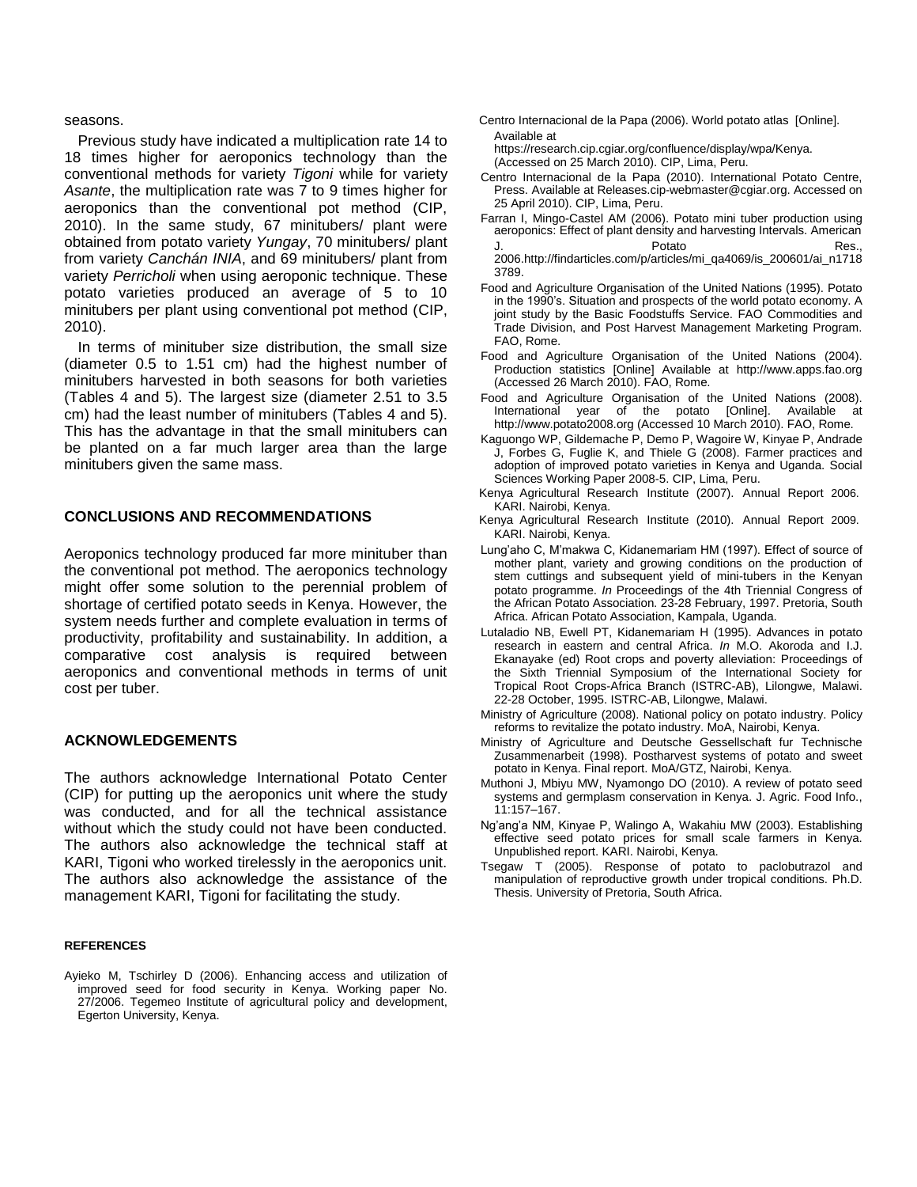seasons.

Previous study have indicated a multiplication rate 14 to 18 times higher for aeroponics technology than the conventional methods for variety *Tigoni* while for variety *Asante*, the multiplication rate was 7 to 9 times higher for aeroponics than the conventional pot method (CIP, 2010). In the same study, 67 minitubers/ plant were obtained from potato variety *Yungay*, 70 minitubers/ plant from variety *Canchán INIA*, and 69 minitubers/ plant from variety *Perricholi* when using aeroponic technique. These potato varieties produced an average of 5 to 10 minitubers per plant using conventional pot method (CIP, 2010).

In terms of minituber size distribution, the small size (diameter 0.5 to 1.51 cm) had the highest number of minitubers harvested in both seasons for both varieties (Tables 4 and 5). The largest size (diameter 2.51 to 3.5 cm) had the least number of minitubers (Tables 4 and 5). This has the advantage in that the small minitubers can be planted on a far much larger area than the large minitubers given the same mass.

## CONCLUSIONS AND RECOMMENDATIONS

Aeroponics technology produced far more minituber than the conventional pot method. The aeroponics technology might offer some solution to the perennial problem of shortage of certified potato seeds in Kenya. However, the system needs further and complete evaluation in terms of productivity, profitability and sustainability. In addition, a comparative cost analysis is required between aeroponics and conventional methods in terms of unit cost per tuber.

## ACKNOWLEDGEMENTS

The authors acknowledge International Potato Center (CIP) for putting up the aeroponics unit where the study was conducted, and for all the technical assistance without which the study could not have been conducted. The authors also acknowledge the technical staff at KARI, Tigoni who worked tirelessly in the aeroponics unit. The authors also acknowledge the assistance of the management KARI, Tigoni for facilitating the study.

## REFERENCES

Ayieko M, Tschirley D (2006). Enhancing access and utilization of improved seed for food security in Kenya. Working paper No. 27/2006. Tegemeo Institute of agricultural policy and development, Egerton University, Kenya.

Centro Internacional de la Papa (2006). World potato atlas [Online]. Available at https://research.cip.cgiar.org/confluence/display/wpa/Kenya. (Accessed on 25 March 2010). CIP, Lima, Peru.

Centro Internacional de la Papa (2010). International Potato Centre, Press. Available at Releases.cip-webmaster@cgiar.org. Accessed on 25 April 2010). CIP, Lima, Peru.

Farran I, Mingo-Castel AM (2006). Potato mini tuber production using aeroponics: Effect of plant density and harvesting Intervals. American J. Potato Res., 2006.http://findarticles.com/p/articles/mi_qa4069/is_200601/ai_n17183789.

Food and Agriculture Organisation of the United Nations (1995). Potato in the 1990's. Situation and prospects of the world potato economy. A joint study by the Basic Foodstuffs Service. FAO Commodities and Trade Division, and Post Harvest Management Marketing Program. FAO, Rome.

Food and Agriculture Organisation of the United Nations (2004). Production statistics [Online] Available at http://www.apps.fao.org (Accessed 26 March 2010). FAO, Rome.

Food and Agriculture Organisation of the United Nations (2008). International year of the potato [Online]. Available at http://www.potato2008.org (Accessed 10 March 2010). FAO, Rome.

Kaguongo WP, Gildemache P, Demo P, Wagoire W, Kinyae P, Andrade J, Forbes G, Fuglie K, and Thiele G (2008). Farmer practices and adoption of improved potato varieties in Kenya and Uganda. Social Sciences Working Paper 2008-5. CIP, Lima, Peru.

Kenya Agricultural Research Institute (2007). Annual Report 2006. KARI. Nairobi, Kenya.

Kenya Agricultural Research Institute (2010). Annual Report 2009. KARI. Nairobi, Kenya.

Lung'aho C, M'makwa C, Kidanemariam HM (1997). Effect of source of mother plant, variety and growing conditions on the production of stem cuttings and subsequent yield of mini-tubers in the Kenyan potato programme. *In* Proceedings of the 4th Triennial Congress of the African Potato Association. 23-28 February, 1997. Pretoria, South Africa. African Potato Association, Kampala, Uganda.

Lutaladio NB, Ewell PT, Kidanemariam H (1995). Advances in potato research in eastern and central Africa. *In* M.O. Akoroda and I.J. Ekanayake (ed) Root crops and poverty alleviation: Proceedings of the Sixth Triennial Symposium of the International Society for Tropical Root Crops-Africa Branch (ISTRC-AB), Lilongwe, Malawi. 22-28 October, 1995. ISTRC-AB, Lilongwe, Malawi.

Ministry of Agriculture (2008). National policy on potato industry. Policy reforms to revitalize the potato industry. MoA, Nairobi, Kenya.

Ministry of Agriculture and Deutsche Gessellschaft fur Technische Zusammenarbeit (1998). Postharvest systems of potato and sweet potato in Kenya. Final report. MoA/GTZ, Nairobi, Kenya.

Muthoni J, Mbiyu MW, Nyamongo DO (2010). A review of potato seed systems and germplasm conservation in Kenya. J. Agric. Food Info., 11:157–167.

Ng'ang'a NM, Kinyae P, Walingo A, Wakahiu MW (2003). Establishing effective seed potato prices for small scale farmers in Kenya. Unpublished report. KARI. Nairobi, Kenya.

Tsegaw T (2005). Response of potato to paclobutrazol and manipulation of reproductive growth under tropical conditions. Ph.D. Thesis. University of Pretoria, South Africa.